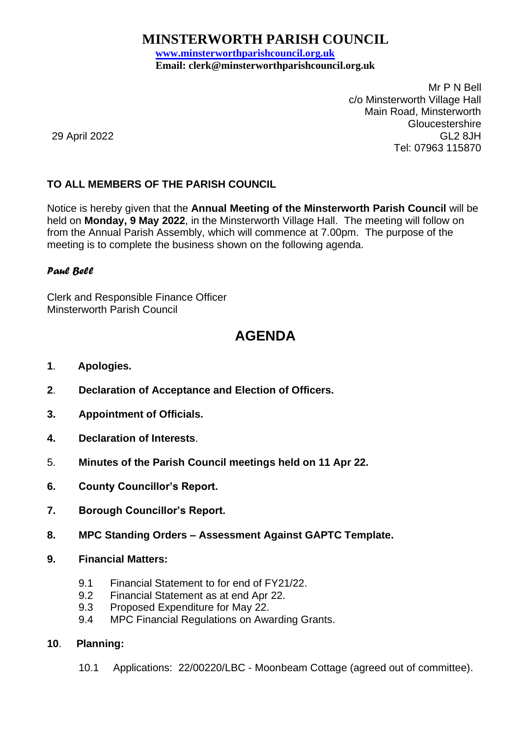# MINSTERWORTH PARISH COUNCIL

**[www.minsterworthparishcouncil.org.uk](http://www.minsterworthparishcouncil.org.uk)**
**Email: clerk@minsterworthparishcouncil.org.uk**

Mr P N Bell
c/o Minsterworth Village Hall
Main Road, Minsterworth
Gloucestershire
GL2 8JH
Tel: 07963 115870

29 April 2022

**TO ALL MEMBERS OF THE PARISH COUNCIL**

Notice is hereby given that the **Annual Meeting of the Minsterworth Parish Council** will be held on **Monday, 9 May 2022**, in the Minsterworth Village Hall. The meeting will follow on from the Annual Parish Assembly, which will commence at 7.00pm. The purpose of the meeting is to complete the business shown on the following agenda.

*Paul Bell*

Clerk and Responsible Finance Officer
Minsterworth Parish Council

## AGENDA

1. **Apologies.**
2. **Declaration of Acceptance and Election of Officers.**
3. **Appointment of Officials.**
4. **Declaration of Interests**.
5. **Minutes of the Parish Council meetings held on 11 Apr 22.**
6. **County Councillor's Report.**
7. **Borough Councillor's Report.**
8. **MPC Standing Orders – Assessment Against GAPTC Template.**
9. **Financial Matters:**
   - 9.1 Financial Statement to for end of FY21/22.
   - 9.2 Financial Statement as at end Apr 22.
   - 9.3 Proposed Expenditure for May 22.
   - 9.4 MPC Financial Regulations on Awarding Grants.
10. **Planning:**
    - 10.1 Applications: 22/00220/LBC - Moonbeam Cottage (agreed out of committee).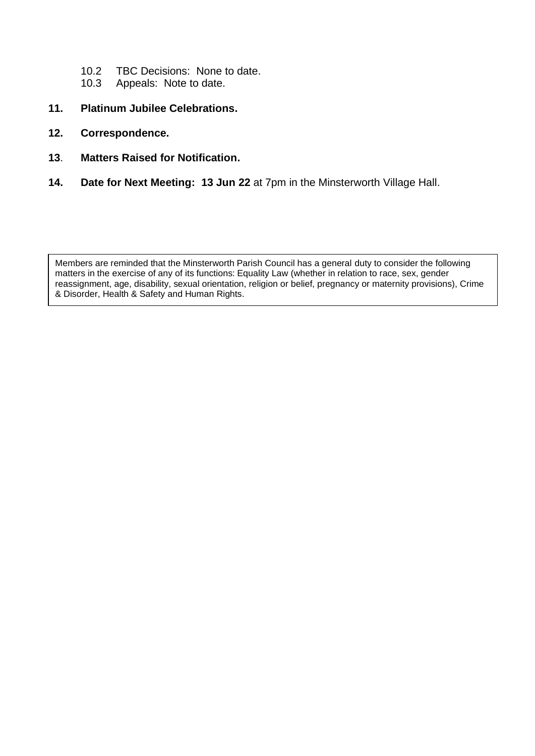10.2 TBC Decisions: None to date.
10.3 Appeals: Note to date.

**11. Platinum Jubilee Celebrations.**

**12. Correspondence.**

**13. Matters Raised for Notification.**

**14. Date for Next Meeting: 13 Jun 22** at 7pm in the Minsterworth Village Hall.

Members are reminded that the Minsterworth Parish Council has a general duty to consider the following matters in the exercise of any of its functions: Equality Law (whether in relation to race, sex, gender reassignment, age, disability, sexual orientation, religion or belief, pregnancy or maternity provisions), Crime & Disorder, Health & Safety and Human Rights.